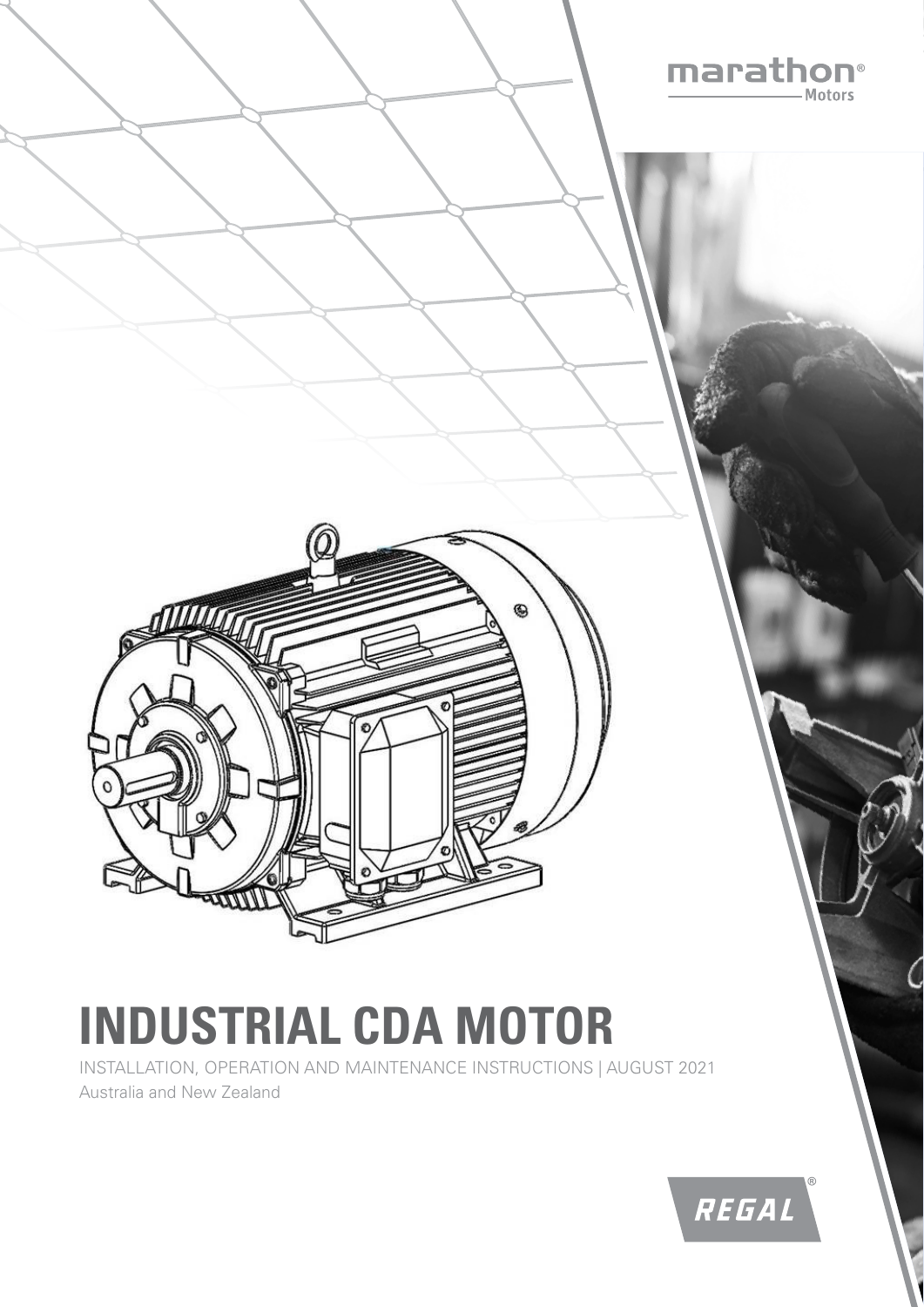marathon® Motors

# INDUSTRIAL CDA MOTOR

INSTALLATION, OPERATION AND MAINTENANCE INSTRUCTIONS | AUGUST 2021

Australia and New Zealand

REGAL®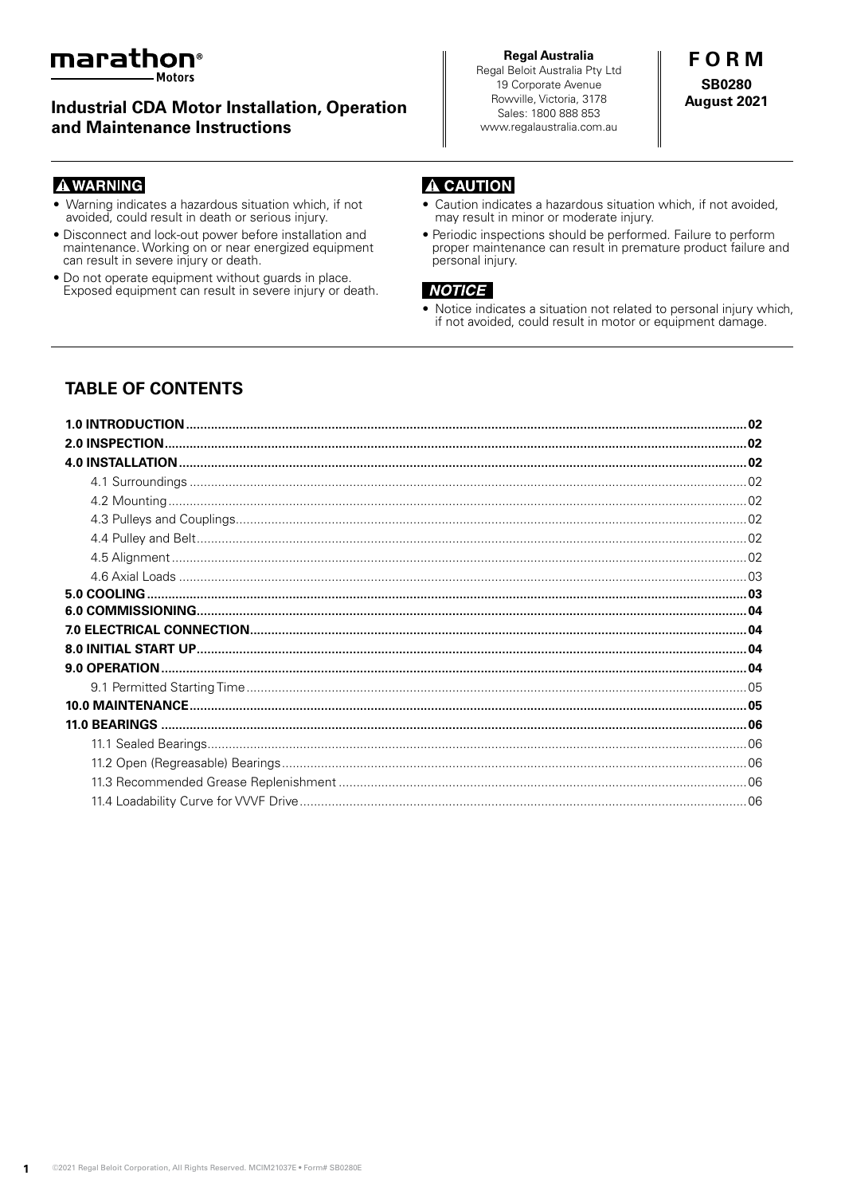**marathon® Motors**

## Industrial CDA Motor Installation, Operation and Maintenance Instructions

**Regal Australia**
Regal Beloit Australia Pty Ltd
19 Corporate Avenue
Rowville, Victoria, 3178
Sales: 1800 888 853
www.regalaustralia.com.au

**FORM**
**SB0280**
**August 2021**

**⚠ WARNING**

- Warning indicates a hazardous situation which, if not avoided, could result in death or serious injury.
- Disconnect and lock-out power before installation and maintenance. Working on or near energized equipment can result in severe injury or death.
- Do not operate equipment without guards in place. Exposed equipment can result in severe injury or death.

**⚠ CAUTION**

- Caution indicates a hazardous situation which, if not avoided, may result in minor or moderate injury.
- Periodic inspections should be performed. Failure to perform proper maintenance can result in premature product failure and personal injury.

***NOTICE***

- Notice indicates a situation not related to personal injury which, if not avoided, could result in motor or equipment damage.

## TABLE OF CONTENTS

| | |
|---|---|
| **1.0 INTRODUCTION** | **02** |
| **2.0 INSPECTION** | **02** |
| **4.0 INSTALLATION** | **02** |
| 4.1 Surroundings | 02 |
| 4.2 Mounting | 02 |
| 4.3 Pulleys and Couplings | 02 |
| 4.4 Pulley and Belt | 02 |
| 4.5 Alignment | 02 |
| 4.6 Axial Loads | 03 |
| **5.0 COOLING** | **03** |
| **6.0 COMMISSIONING** | **04** |
| **7.0 ELECTRICAL CONNECTION** | **04** |
| **8.0 INITIAL START UP** | **04** |
| **9.0 OPERATION** | **04** |
| 9.1 Permitted Starting Time | 05 |
| **10.0 MAINTENANCE** | **05** |
| **11.0 BEARINGS** | **06** |
| 11.1 Sealed Bearings | 06 |
| 11.2 Open (Regreasable) Bearings | 06 |
| 11.3 Recommended Grease Replenishment | 06 |
| 11.4 Loadability Curve for VVVF Drive | 06 |

©2021 Regal Beloit Corporation, All Rights Reserved. MCIM21037E • Form# SB0280E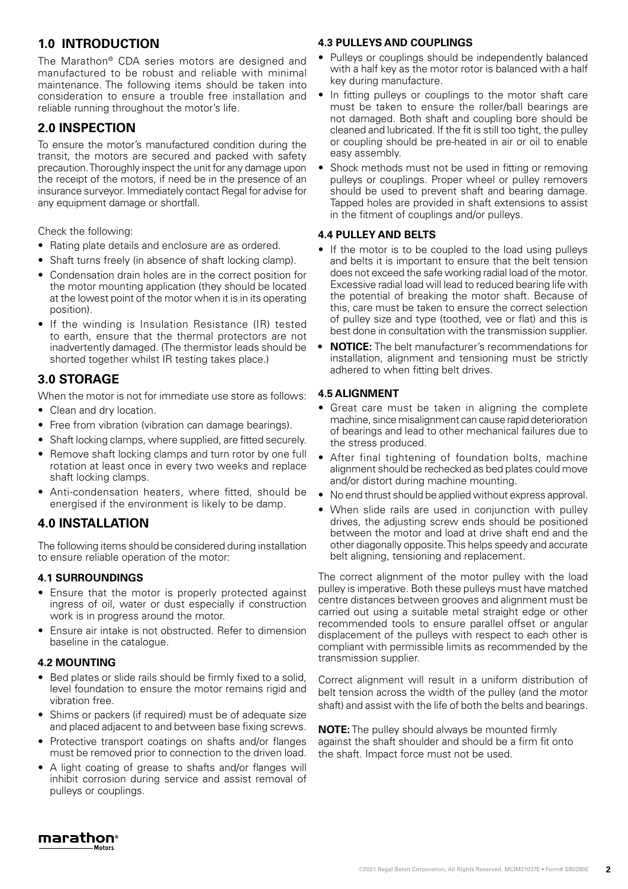## 1.0 INTRODUCTION

The Marathon® CDA series motors are designed and manufactured to be robust and reliable with minimal maintenance. The following items should be taken into consideration to ensure a trouble free installation and reliable running throughout the motor's life.

## 2.0 INSPECTION

To ensure the motor's manufactured condition during the transit, the motors are secured and packed with safety precaution. Thoroughly inspect the unit for any damage upon the receipt of the motors, if need be in the presence of an insurance surveyor. Immediately contact Regal for advise for any equipment damage or shortfall.

Check the following:

- Rating plate details and enclosure are as ordered.
- Shaft turns freely (in absence of shaft locking clamp).
- Condensation drain holes are in the correct position for the motor mounting application (they should be located at the lowest point of the motor when it is in its operating position).
- If the winding is Insulation Resistance (IR) tested to earth, ensure that the thermal protectors are not inadvertently damaged. (The thermistor leads should be shorted together whilst IR testing takes place.)

## 3.0 STORAGE

When the motor is not for immediate use store as follows:

- Clean and dry location.
- Free from vibration (vibration can damage bearings).
- Shaft locking clamps, where supplied, are fitted securely.
- Remove shaft locking clamps and turn rotor by one full rotation at least once in every two weeks and replace shaft locking clamps.
- Anti-condensation heaters, where fitted, should be energised if the environment is likely to be damp.

## 4.0 INSTALLATION

The following items should be considered during installation to ensure reliable operation of the motor:

### 4.1 SURROUNDINGS

- Ensure that the motor is properly protected against ingress of oil, water or dust especially if construction work is in progress around the motor.
- Ensure air intake is not obstructed. Refer to dimension baseline in the catalogue.

### 4.2 MOUNTING

- Bed plates or slide rails should be firmly fixed to a solid, level foundation to ensure the motor remains rigid and vibration free.
- Shims or packers (if required) must be of adequate size and placed adjacent to and between base fixing screws.
- Protective transport coatings on shafts and/or flanges must be removed prior to connection to the driven load.
- A light coating of grease to shafts and/or flanges will inhibit corrosion during service and assist removal of pulleys or couplings.

### 4.3 PULLEYS AND COUPLINGS

- Pulleys or couplings should be independently balanced with a half key as the motor rotor is balanced with a half key during manufacture.
- In fitting pulleys or couplings to the motor shaft care must be taken to ensure the roller/ball bearings are not damaged. Both shaft and coupling bore should be cleaned and lubricated. If the fit is still too tight, the pulley or coupling should be pre-heated in air or oil to enable easy assembly.
- Shock methods must not be used in fitting or removing pulleys or couplings. Proper wheel or pulley removers should be used to prevent shaft and bearing damage. Tapped holes are provided in shaft extensions to assist in the fitment of couplings and/or pulleys.

### 4.4 PULLEY AND BELTS

- If the motor is to be coupled to the load using pulleys and belts it is important to ensure that the belt tension does not exceed the safe working radial load of the motor. Excessive radial load will lead to reduced bearing life with the potential of breaking the motor shaft. Because of this, care must be taken to ensure the correct selection of pulley size and type (toothed, vee or flat) and this is best done in consultation with the transmission supplier.
- **NOTICE:** The belt manufacturer's recommendations for installation, alignment and tensioning must be strictly adhered to when fitting belt drives.

### 4.5 ALIGNMENT

- Great care must be taken in aligning the complete machine, since misalignment can cause rapid deterioration of bearings and lead to other mechanical failures due to the stress produced.
- After final tightening of foundation bolts, machine alignment should be rechecked as bed plates could move and/or distort during machine mounting.
- No end thrust should be applied without express approval.
- When slide rails are used in conjunction with pulley drives, the adjusting screw ends should be positioned between the motor and load at drive shaft end and the other diagonally opposite. This helps speedy and accurate belt aligning, tensioning and replacement.

The correct alignment of the motor pulley with the load pulley is imperative. Both these pulleys must have matched centre distances between grooves and alignment must be carried out using a suitable metal straight edge or other recommended tools to ensure parallel offset or angular displacement of the pulleys with respect to each other is compliant with permissible limits as recommended by the transmission supplier.

Correct alignment will result in a uniform distribution of belt tension across the width of the pulley (and the motor shaft) and assist with the life of both the belts and bearings.

**NOTE:** The pulley should always be mounted firmly against the shaft shoulder and should be a firm fit onto the shaft. Impact force must not be used.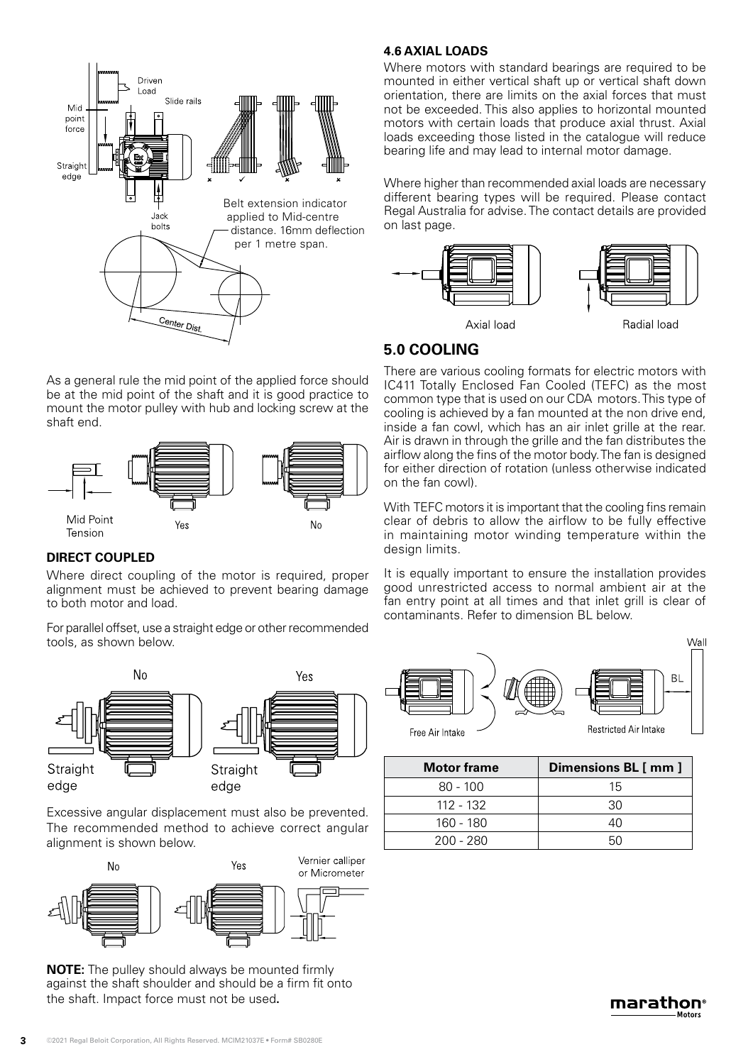As a general rule the mid point of the applied force should be at the mid point of the shaft and it is good practice to mount the motor pulley with hub and locking screw at the shaft end.

### DIRECT COUPLED

Where direct coupling of the motor is required, proper alignment must be achieved to prevent bearing damage to both motor and load.

For parallel offset, use a straight edge or other recommended tools, as shown below.

Excessive angular displacement must also be prevented. The recommended method to achieve correct angular alignment is shown below.

**NOTE:** The pulley should always be mounted firmly against the shaft shoulder and should be a firm fit onto the shaft. Impact force must not be used**.**

### 4.6 AXIAL LOADS

Where motors with standard bearings are required to be mounted in either vertical shaft up or vertical shaft down orientation, there are limits on the axial forces that must not be exceeded. This also applies to horizontal mounted motors with certain loads that produce axial thrust. Axial loads exceeding those listed in the catalogue will reduce bearing life and may lead to internal motor damage.

Where higher than recommended axial loads are necessary different bearing types will be required. Please contact Regal Australia for advise. The contact details are provided on last page.

## 5.0 COOLING

There are various cooling formats for electric motors with IC411 Totally Enclosed Fan Cooled (TEFC) as the most common type that is used on our CDA motors. This type of cooling is achieved by a fan mounted at the non drive end, inside a fan cowl, which has an air inlet grille at the rear. Air is drawn in through the grille and the fan distributes the airflow along the fins of the motor body. The fan is designed for either direction of rotation (unless otherwise indicated on the fan cowl).

With TEFC motors it is important that the cooling fins remain clear of debris to allow the airflow to be fully effective in maintaining motor winding temperature within the design limits.

It is equally important to ensure the installation provides good unrestricted access to normal ambient air at the fan entry point at all times and that inlet grill is clear of contaminants. Refer to dimension BL below.

| Motor frame | Dimensions BL [ mm ] |
|---|---|
| 80 - 100 | 15 |
| 112 - 132 | 30 |
| 160 - 180 | 40 |
| 200 - 280 | 50 |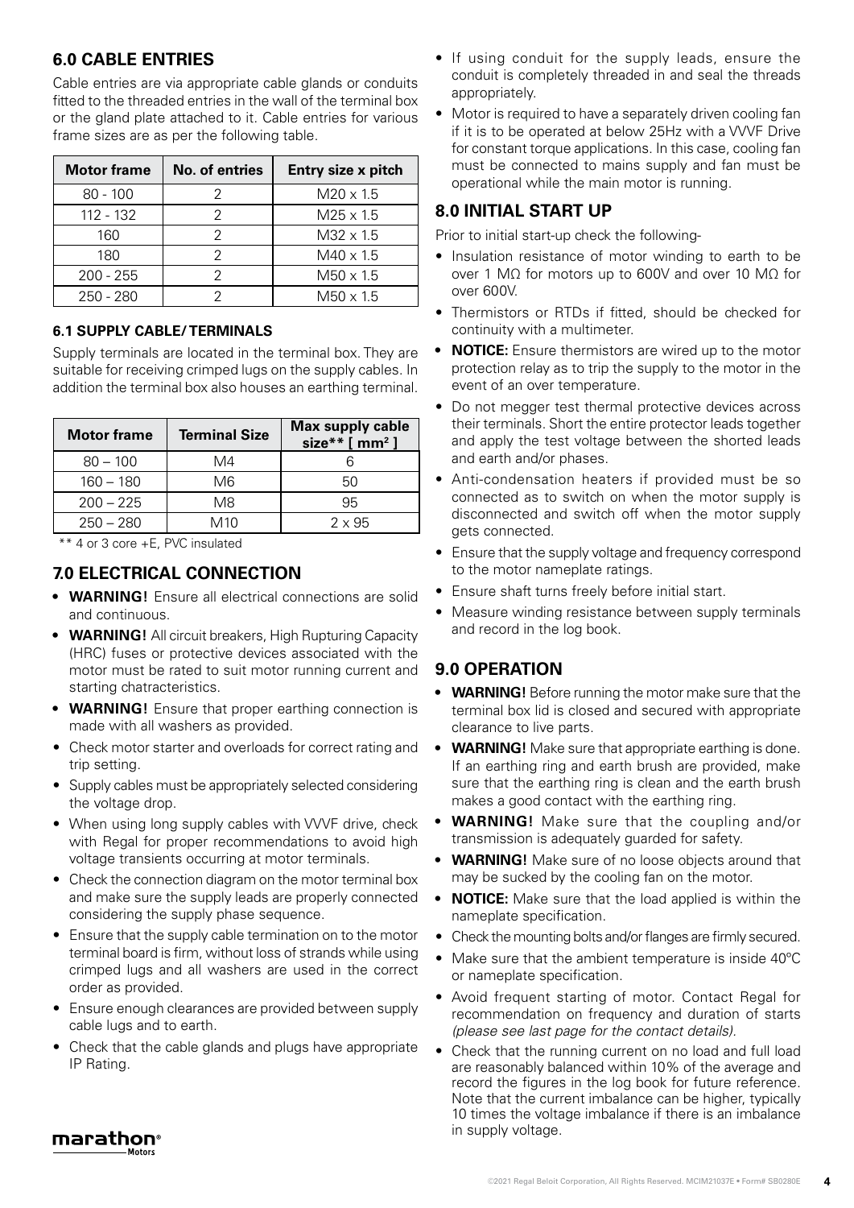## 6.0 CABLE ENTRIES

Cable entries are via appropriate cable glands or conduits fitted to the threaded entries in the wall of the terminal box or the gland plate attached to it. Cable entries for various frame sizes are as per the following table.

| Motor frame | No. of entries | Entry size x pitch |
|---|---|---|
| 80 - 100 | 2 | M20 x 1.5 |
| 112 - 132 | 2 | M25 x 1.5 |
| 160 | 2 | M32 x 1.5 |
| 180 | 2 | M40 x 1.5 |
| 200 - 255 | 2 | M50 x 1.5 |
| 250 - 280 | 2 | M50 x 1.5 |

### 6.1 SUPPLY CABLE/ TERMINALS

Supply terminals are located in the terminal box. They are suitable for receiving crimped lugs on the supply cables. In addition the terminal box also houses an earthing terminal.

| Motor frame | Terminal Size | Max supply cable size** [ $mm^2$ ] |
|---|---|---|
| 80 – 100 | M4 | 6 |
| 160 – 180 | M6 | 50 |
| 200 – 225 | M8 | 95 |
| 250 – 280 | M10 | 2 x 95 |

** 4 or 3 core +E, PVC insulated

## 7.0 ELECTRICAL CONNECTION

- **WARNING!** Ensure all electrical connections are solid and continuous.
- **WARNING!** All circuit breakers, High Rupturing Capacity (HRC) fuses or protective devices associated with the motor must be rated to suit motor running current and starting chatracteristics.
- **WARNING!** Ensure that proper earthing connection is made with all washers as provided.
- Check motor starter and overloads for correct rating and trip setting.
- Supply cables must be appropriately selected considering the voltage drop.
- When using long supply cables with VVVF drive, check with Regal for proper recommendations to avoid high voltage transients occurring at motor terminals.
- Check the connection diagram on the motor terminal box and make sure the supply leads are properly connected considering the supply phase sequence.
- Ensure that the supply cable termination on to the motor terminal board is firm, without loss of strands while using crimped lugs and all washers are used in the correct order as provided.
- Ensure enough clearances are provided between supply cable lugs and to earth.
- Check that the cable glands and plugs have appropriate IP Rating.
- If using conduit for the supply leads, ensure the conduit is completely threaded in and seal the threads appropriately.
- Motor is required to have a separately driven cooling fan if it is to be operated at below 25Hz with a VVVF Drive for constant torque applications. In this case, cooling fan must be connected to mains supply and fan must be operational while the main motor is running.

## 8.0 INITIAL START UP

Prior to initial start-up check the following-

- Insulation resistance of motor winding to earth to be over 1 MΩ for motors up to 600V and over 10 MΩ for over 600V.
- Thermistors or RTDs if fitted, should be checked for continuity with a multimeter.
- **NOTICE:** Ensure thermistors are wired up to the motor protection relay as to trip the supply to the motor in the event of an over temperature.
- Do not megger test thermal protective devices across their terminals. Short the entire protector leads together and apply the test voltage between the shorted leads and earth and/or phases.
- Anti-condensation heaters if provided must be so connected as to switch on when the motor supply is disconnected and switch off when the motor supply gets connected.
- Ensure that the supply voltage and frequency correspond to the motor nameplate ratings.
- Ensure shaft turns freely before initial start.
- Measure winding resistance between supply terminals and record in the log book.

## 9.0 OPERATION

- **WARNING!** Before running the motor make sure that the terminal box lid is closed and secured with appropriate clearance to live parts.
- **WARNING!** Make sure that appropriate earthing is done. If an earthing ring and earth brush are provided, make sure that the earthing ring is clean and the earth brush makes a good contact with the earthing ring.
- **WARNING!** Make sure that the coupling and/or transmission is adequately guarded for safety.
- **WARNING!** Make sure of no loose objects around that may be sucked by the cooling fan on the motor.
- **NOTICE:** Make sure that the load applied is within the nameplate specification.
- Check the mounting bolts and/or flanges are firmly secured.
- Make sure that the ambient temperature is inside 40°C or nameplate specification.
- Avoid frequent starting of motor. Contact Regal for recommendation on frequency and duration of starts *(please see last page for the contact details).*
- Check that the running current on no load and full load are reasonably balanced within 10% of the average and record the figures in the log book for future reference. Note that the current imbalance can be higher, typically 10 times the voltage imbalance if there is an imbalance in supply voltage.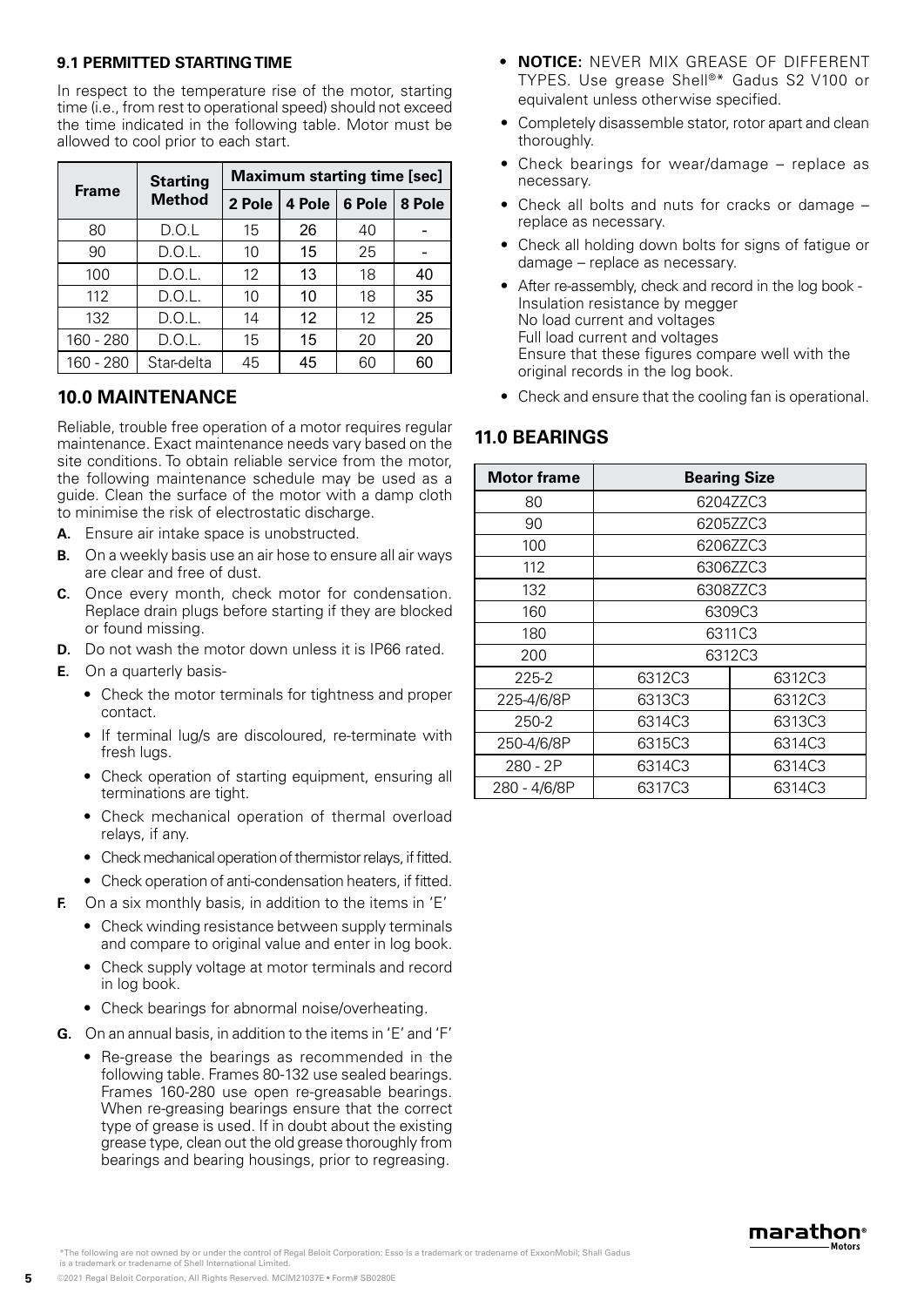### 9.1 PERMITTED STARTING TIME

In respect to the temperature rise of the motor, starting time (i.e., from rest to operational speed) should not exceed the time indicated in the following table. Motor must be allowed to cool prior to each start.

| Frame | Starting Method | Maximum starting time [sec] | | | |
|---|---|---|---|---|---|
| | | 2 Pole | 4 Pole | 6 Pole | 8 Pole |
| 80 | D.O.L | 15 | 26 | 40 | - |
| 90 | D.O.L. | 10 | 15 | 25 | - |
| 100 | D.O.L. | 12 | 13 | 18 | 40 |
| 112 | D.O.L. | 10 | 10 | 18 | 35 |
| 132 | D.O.L. | 14 | 12 | 12 | 25 |
| 160 - 280 | D.O.L. | 15 | 15 | 20 | 20 |
| 160 - 280 | Star-delta | 45 | 45 | 60 | 60 |

## 10.0 MAINTENANCE

Reliable, trouble free operation of a motor requires regular maintenance. Exact maintenance needs vary based on the site conditions. To obtain reliable service from the motor, the following maintenance schedule may be used as a guide. Clean the surface of the motor with a damp cloth to minimise the risk of electrostatic discharge.

**A.** Ensure air intake space is unobstructed.

**B.** On a weekly basis use an air hose to ensure all air ways are clear and free of dust.

**C.** Once every month, check motor for condensation. Replace drain plugs before starting if they are blocked or found missing.

**D.** Do not wash the motor down unless it is IP66 rated.

**E.** On a quarterly basis-

- Check the motor terminals for tightness and proper contact.
- If terminal lug/s are discoloured, re-terminate with fresh lugs.
- Check operation of starting equipment, ensuring all terminations are tight.
- Check mechanical operation of thermal overload relays, if any.
- Check mechanical operation of thermistor relays, if fitted.
- Check operation of anti-condensation heaters, if fitted.

**F.** On a six monthly basis, in addition to the items in 'E'

- Check winding resistance between supply terminals and compare to original value and enter in log book.
- Check supply voltage at motor terminals and record in log book.
- Check bearings for abnormal noise/overheating.

**G.** On an annual basis, in addition to the items in 'E' and 'F'

- Re-grease the bearings as recommended in the following table. Frames 80-132 use sealed bearings. Frames 160-280 use open re-greasable bearings. When re-greasing bearings ensure that the correct type of grease is used. If in doubt about the existing grease type, clean out the old grease thoroughly from bearings and bearing housings, prior to regreasing.
- **NOTICE:** NEVER MIX GREASE OF DIFFERENT TYPES. Use grease Shell®* Gadus S2 V100 or equivalent unless otherwise specified.
- Completely disassemble stator, rotor apart and clean thoroughly.
- Check bearings for wear/damage – replace as necessary.
- Check all bolts and nuts for cracks or damage – replace as necessary.
- Check all holding down bolts for signs of fatigue or damage – replace as necessary.
- After re-assembly, check and record in the log book - Insulation resistance by megger
  No load current and voltages
  Full load current and voltages
  Ensure that these figures compare well with the original records in the log book.
- Check and ensure that the cooling fan is operational.

## 11.0 BEARINGS

| Motor frame | Bearing Size | |
|---|---|---|
| 80 | 6204ZZC3 | |
| 90 | 6205ZZC3 | |
| 100 | 6206ZZC3 | |
| 112 | 6306ZZC3 | |
| 132 | 6308ZZC3 | |
| 160 | 6309C3 | |
| 180 | 6311C3 | |
| 200 | 6312C3 | |
| 225-2 | 6312C3 | 6312C3 |
| 225-4/6/8P | 6313C3 | 6312C3 |
| 250-2 | 6314C3 | 6313C3 |
| 250-4/6/8P | 6315C3 | 6314C3 |
| 280 - 2P | 6314C3 | 6314C3 |
| 280 - 4/6/8P | 6317C3 | 6314C3 |

*The following are not owned by or under the control of Regal Beloit Corporation: Esso is a trademark or tradename of ExxonMobil; Shall Gadus is a trademark or tradename of Shell International Limited.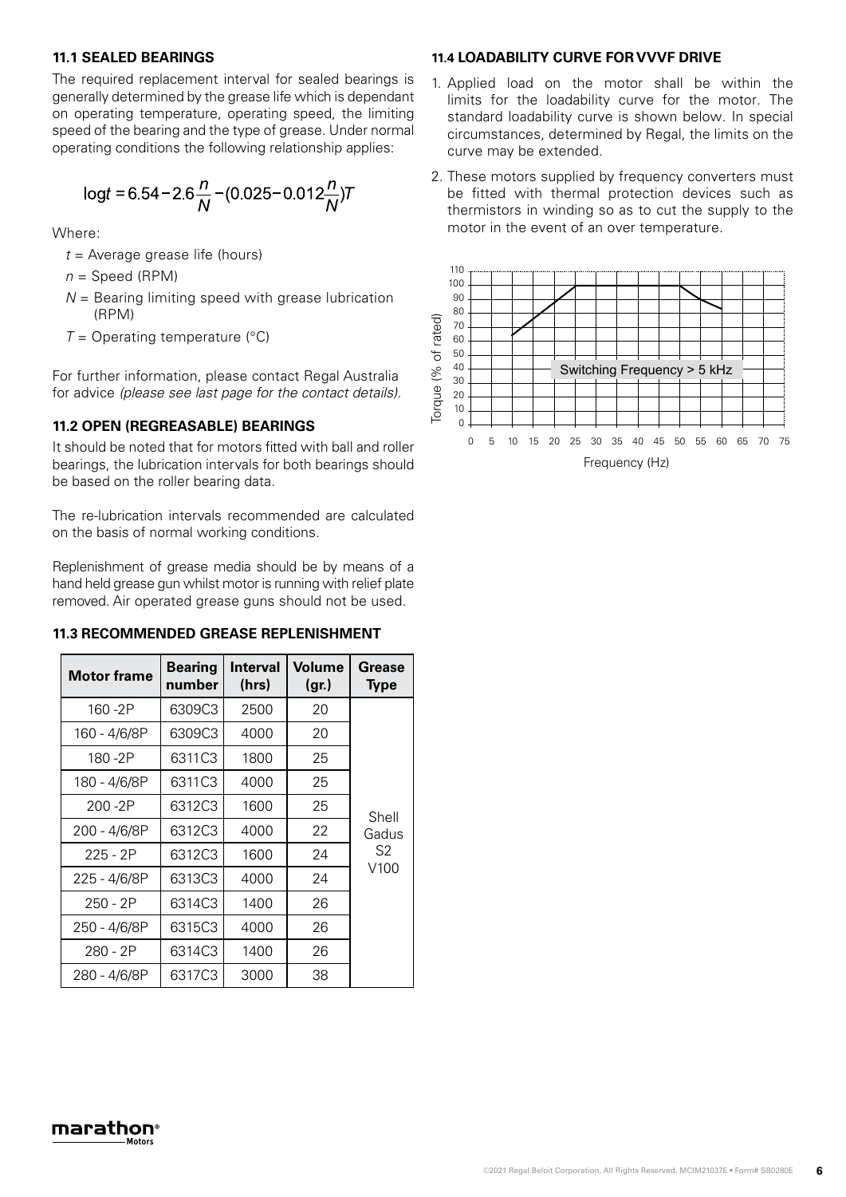## 11.1 SEALED BEARINGS

The required replacement interval for sealed bearings is generally determined by the grease life which is dependant on operating temperature, operating speed, the limiting speed of the bearing and the type of grease. Under normal operating conditions the following relationship applies:

$$\log t = 6.54 - 2.6\frac{n}{N} - (0.025 - 0.012\frac{n}{N})T$$

Where:

- $t$ = Average grease life (hours)
- $n$ = Speed (RPM)
- $N$ = Bearing limiting speed with grease lubrication (RPM)
- $T$ = Operating temperature (°C)

For further information, please contact Regal Australia for advice *(please see last page for the contact details).*

## 11.2 OPEN (REGREASABLE) BEARINGS

It should be noted that for motors fitted with ball and roller bearings, the lubrication intervals for both bearings should be based on the roller bearing data.

The re-lubrication intervals recommended are calculated on the basis of normal working conditions.

Replenishment of grease media should be by means of a hand held grease gun whilst motor is running with relief plate removed. Air operated grease guns should not be used.

## 11.3 RECOMMENDED GREASE REPLENISHMENT

| Motor frame | Bearing number | Interval (hrs) | Volume (gr.) | Grease Type |
|---|---|---|---|---|
| 160 -2P | 6309C3 | 2500 | 20 | Shell Gadus S2 V100 |
| 160 - 4/6/8P | 6309C3 | 4000 | 20 | |
| 180 -2P | 6311C3 | 1800 | 25 | |
| 180 - 4/6/8P | 6311C3 | 4000 | 25 | |
| 200 -2P | 6312C3 | 1600 | 25 | |
| 200 - 4/6/8P | 6312C3 | 4000 | 22 | |
| 225 - 2P | 6312C3 | 1600 | 24 | |
| 225 - 4/6/8P | 6313C3 | 4000 | 24 | |
| 250 - 2P | 6314C3 | 1400 | 26 | |
| 250 - 4/6/8P | 6315C3 | 4000 | 26 | |
| 280 - 2P | 6314C3 | 1400 | 26 | |
| 280 - 4/6/8P | 6317C3 | 3000 | 38 | |

## 11.4 LOADABILITY CURVE FOR VVVF DRIVE

1. Applied load on the motor shall be within the limits for the loadability curve for the motor. The standard loadability curve is shown below. In special circumstances, determined by Regal, the limits on the curve may be extended.
2. These motors supplied by frequency converters must be fitted with thermal protection devices such as thermistors in winding so as to cut the supply to the motor in the event of an over temperature.

Torque (% of rated) vs Frequency (Hz) — Switching Frequency > 5 kHz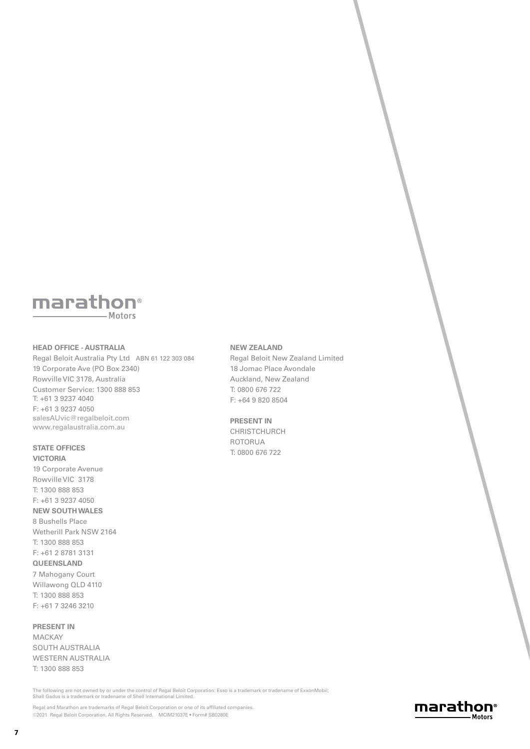marathon® Motors

**HEAD OFFICE - AUSTRALIA**
Regal Beloit Australia Pty Ltd ABN 61 122 303 084
19 Corporate Ave (PO Box 2340)
Rowville VIC 3178, Australia
Customer Service: 1300 888 853
T: +61 3 9237 4040
F: +61 3 9237 4050
salesAUvic@regalbeloit.com
www.regalaustralia.com.au

**STATE OFFICES**

**VICTORIA**
19 Corporate Avenue
Rowville VIC 3178
T: 1300 888 853
F: +61 3 9237 4050

**NEW SOUTH WALES**
8 Bushells Place
Wetherill Park NSW 2164
T: 1300 888 853
F: +61 2 8781 3131

**QUEENSLAND**
7 Mahogany Court
Willawong QLD 4110
T: 1300 888 853
F: +61 7 3246 3210

**PRESENT IN**
MACKAY
SOUTH AUSTRALIA
WESTERN AUSTRALIA
T: 1300 888 853

**NEW ZEALAND**
Regal Beloit New Zealand Limited
18 Jomac Place Avondale
Auckland, New Zealand
T: 0800 676 722
F: +64 9 820 8504

**PRESENT IN**
CHRISTCHURCH
ROTORUA
T: 0800 676 722

The following are not owned by or under the control of Regal Beloit Corporation: Esso is a trademark or tradename of ExxonMobil; Shall Gadus is a trademark or tradename of Shell International Limited.

Regal and Marathon are trademarks of Regal Beloit Corporation or one of its affiliated companies.
©2021 Regal Beloit Corporation, All Rights Reserved. MCIM21037E • Form# SB0280E

marathon® Motors